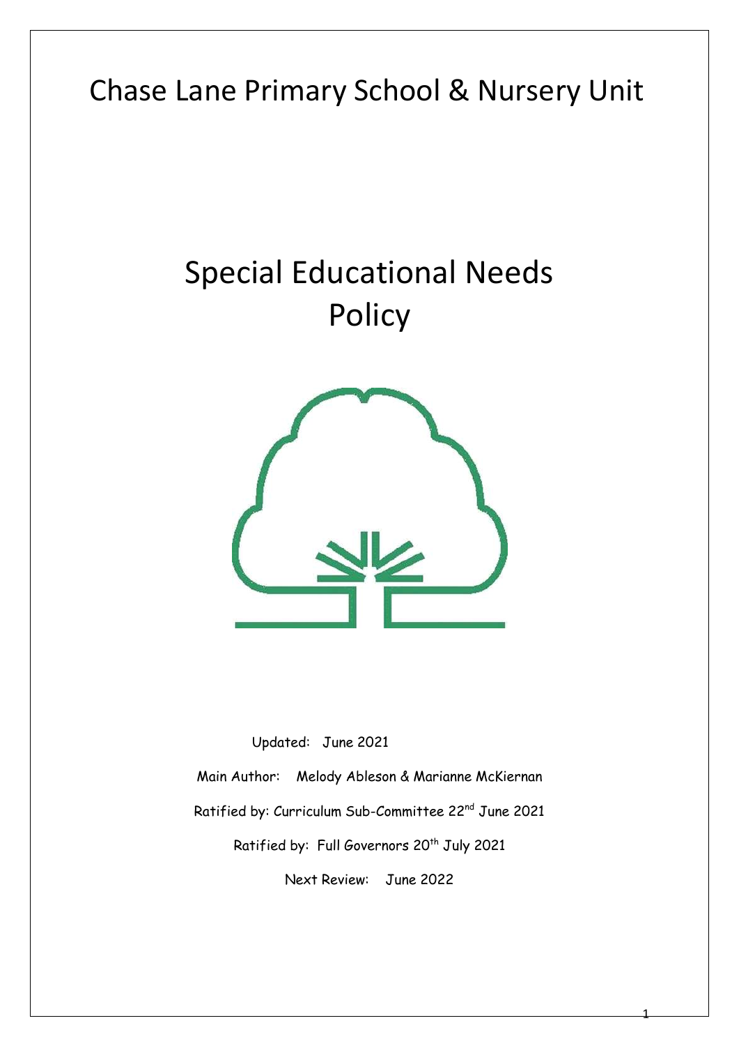# Chase Lane Primary School & Nursery Unit

# Special Educational Needs Policy

Updated: June 2021

Main Author: Melody Ableson & Marianne McKiernan

Ratified by: Curriculum Sub-Committee 22nd June 2021

Ratified by: Full Governors 20th July 2021

Next Review: June 2022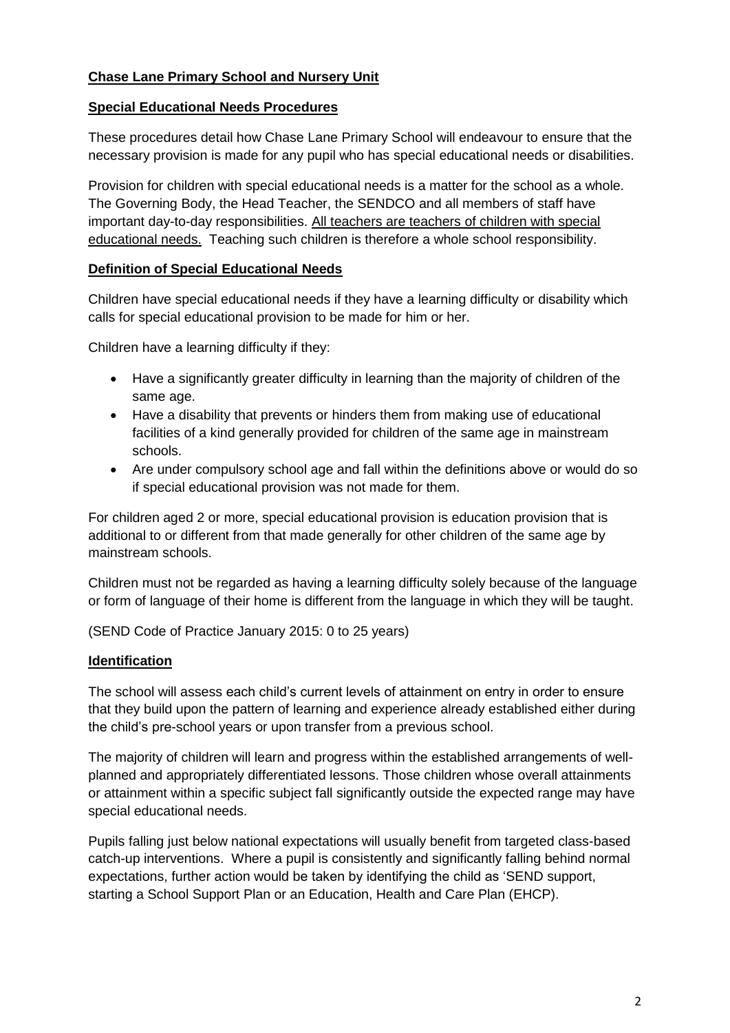**Chase Lane Primary School and Nursery Unit**

**Special Educational Needs Procedures**

These procedures detail how Chase Lane Primary School will endeavour to ensure that the necessary provision is made for any pupil who has special educational needs or disabilities.

Provision for children with special educational needs is a matter for the school as a whole. The Governing Body, the Head Teacher, the SENDCO and all members of staff have important day-to-day responsibilities. All teachers are teachers of children with special educational needs. Teaching such children is therefore a whole school responsibility.

**Definition of Special Educational Needs**

Children have special educational needs if they have a learning difficulty or disability which calls for special educational provision to be made for him or her.

Children have a learning difficulty if they:

- Have a significantly greater difficulty in learning than the majority of children of the same age.
- Have a disability that prevents or hinders them from making use of educational facilities of a kind generally provided for children of the same age in mainstream schools.
- Are under compulsory school age and fall within the definitions above or would do so if special educational provision was not made for them.

For children aged 2 or more, special educational provision is education provision that is additional to or different from that made generally for other children of the same age by mainstream schools.

Children must not be regarded as having a learning difficulty solely because of the language or form of language of their home is different from the language in which they will be taught.

(SEND Code of Practice January 2015: 0 to 25 years)

**Identification**

The school will assess each child's current levels of attainment on entry in order to ensure that they build upon the pattern of learning and experience already established either during the child's pre-school years or upon transfer from a previous school.

The majority of children will learn and progress within the established arrangements of well-planned and appropriately differentiated lessons. Those children whose overall attainments or attainment within a specific subject fall significantly outside the expected range may have special educational needs.

Pupils falling just below national expectations will usually benefit from targeted class-based catch-up interventions. Where a pupil is consistently and significantly falling behind normal expectations, further action would be taken by identifying the child as 'SEND support, starting a School Support Plan or an Education, Health and Care Plan (EHCP).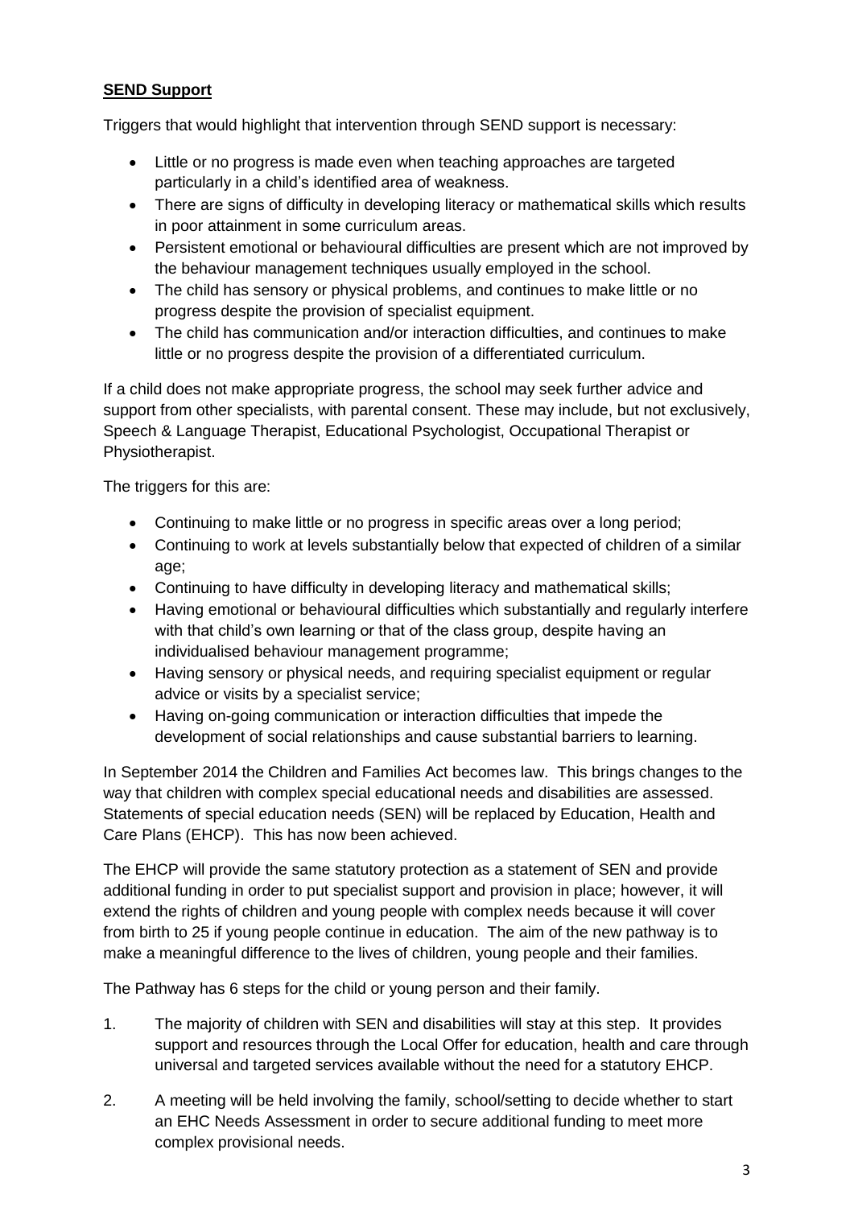**SEND Support**

Triggers that would highlight that intervention through SEND support is necessary:

- Little or no progress is made even when teaching approaches are targeted particularly in a child's identified area of weakness.
- There are signs of difficulty in developing literacy or mathematical skills which results in poor attainment in some curriculum areas.
- Persistent emotional or behavioural difficulties are present which are not improved by the behaviour management techniques usually employed in the school.
- The child has sensory or physical problems, and continues to make little or no progress despite the provision of specialist equipment.
- The child has communication and/or interaction difficulties, and continues to make little or no progress despite the provision of a differentiated curriculum.

If a child does not make appropriate progress, the school may seek further advice and support from other specialists, with parental consent. These may include, but not exclusively, Speech & Language Therapist, Educational Psychologist, Occupational Therapist or Physiotherapist.

The triggers for this are:

- Continuing to make little or no progress in specific areas over a long period;
- Continuing to work at levels substantially below that expected of children of a similar age;
- Continuing to have difficulty in developing literacy and mathematical skills;
- Having emotional or behavioural difficulties which substantially and regularly interfere with that child's own learning or that of the class group, despite having an individualised behaviour management programme;
- Having sensory or physical needs, and requiring specialist equipment or regular advice or visits by a specialist service;
- Having on-going communication or interaction difficulties that impede the development of social relationships and cause substantial barriers to learning.

In September 2014 the Children and Families Act becomes law. This brings changes to the way that children with complex special educational needs and disabilities are assessed. Statements of special education needs (SEN) will be replaced by Education, Health and Care Plans (EHCP). This has now been achieved.

The EHCP will provide the same statutory protection as a statement of SEN and provide additional funding in order to put specialist support and provision in place; however, it will extend the rights of children and young people with complex needs because it will cover from birth to 25 if young people continue in education. The aim of the new pathway is to make a meaningful difference to the lives of children, young people and their families.

The Pathway has 6 steps for the child or young person and their family.

1. The majority of children with SEN and disabilities will stay at this step. It provides support and resources through the Local Offer for education, health and care through universal and targeted services available without the need for a statutory EHCP.
2. A meeting will be held involving the family, school/setting to decide whether to start an EHC Needs Assessment in order to secure additional funding to meet more complex provisional needs.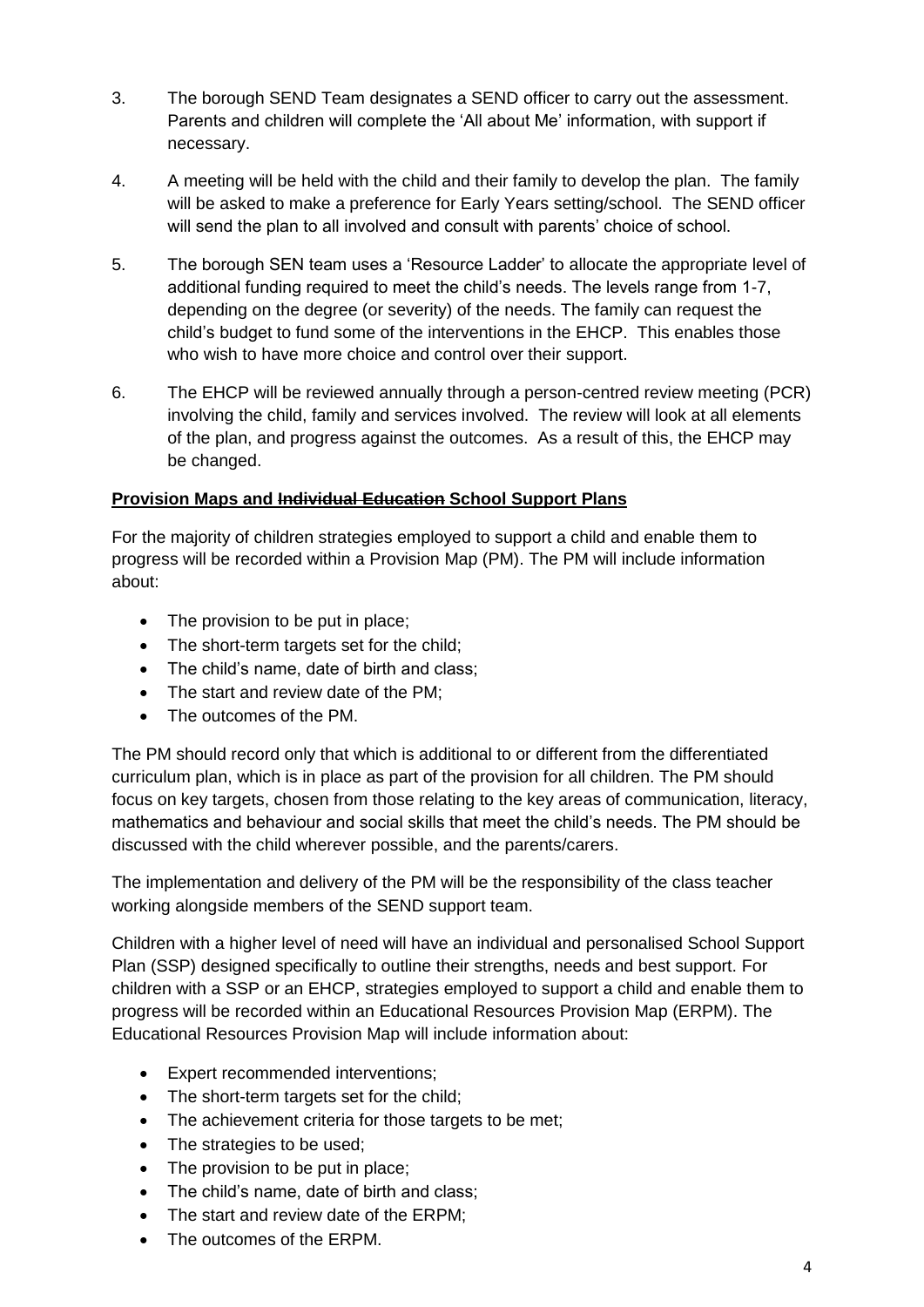3. The borough SEND Team designates a SEND officer to carry out the assessment. Parents and children will complete the 'All about Me' information, with support if necessary.

4. A meeting will be held with the child and their family to develop the plan. The family will be asked to make a preference for Early Years setting/school. The SEND officer will send the plan to all involved and consult with parents' choice of school.

5. The borough SEN team uses a 'Resource Ladder' to allocate the appropriate level of additional funding required to meet the child's needs. The levels range from 1-7, depending on the degree (or severity) of the needs. The family can request the child's budget to fund some of the interventions in the EHCP. This enables those who wish to have more choice and control over their support.

6. The EHCP will be reviewed annually through a person-centred review meeting (PCR) involving the child, family and services involved. The review will look at all elements of the plan, and progress against the outcomes. As a result of this, the EHCP may be changed.

**Provision Maps and ~~Individual Education~~ School Support Plans**

For the majority of children strategies employed to support a child and enable them to progress will be recorded within a Provision Map (PM). The PM will include information about:

- The provision to be put in place;
- The short-term targets set for the child;
- The child's name, date of birth and class;
- The start and review date of the PM;
- The outcomes of the PM.

The PM should record only that which is additional to or different from the differentiated curriculum plan, which is in place as part of the provision for all children. The PM should focus on key targets, chosen from those relating to the key areas of communication, literacy, mathematics and behaviour and social skills that meet the child's needs. The PM should be discussed with the child wherever possible, and the parents/carers.

The implementation and delivery of the PM will be the responsibility of the class teacher working alongside members of the SEND support team.

Children with a higher level of need will have an individual and personalised School Support Plan (SSP) designed specifically to outline their strengths, needs and best support. For children with a SSP or an EHCP, strategies employed to support a child and enable them to progress will be recorded within an Educational Resources Provision Map (ERPM). The Educational Resources Provision Map will include information about:

- Expert recommended interventions;
- The short-term targets set for the child;
- The achievement criteria for those targets to be met;
- The strategies to be used;
- The provision to be put in place;
- The child's name, date of birth and class;
- The start and review date of the ERPM;
- The outcomes of the ERPM.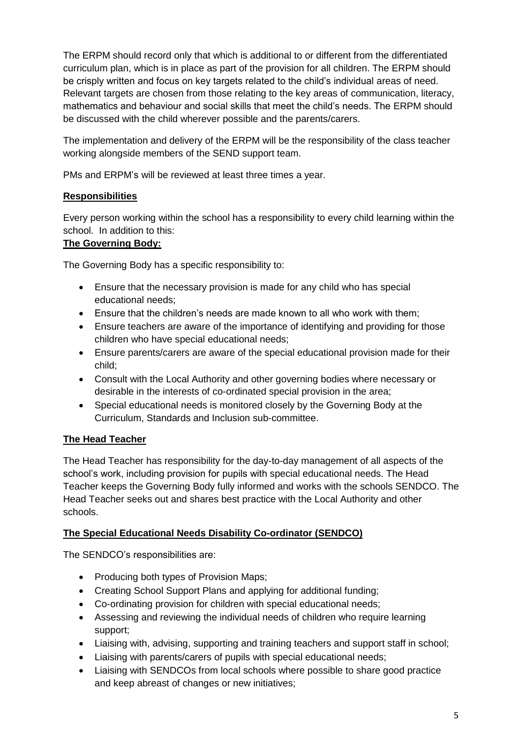The ERPM should record only that which is additional to or different from the differentiated curriculum plan, which is in place as part of the provision for all children. The ERPM should be crisply written and focus on key targets related to the child's individual areas of need. Relevant targets are chosen from those relating to the key areas of communication, literacy, mathematics and behaviour and social skills that meet the child's needs. The ERPM should be discussed with the child wherever possible and the parents/carers.

The implementation and delivery of the ERPM will be the responsibility of the class teacher working alongside members of the SEND support team.

PMs and ERPM's will be reviewed at least three times a year.

## Responsibilities

Every person working within the school has a responsibility to every child learning within the school. In addition to this:

### The Governing Body:

The Governing Body has a specific responsibility to:

- Ensure that the necessary provision is made for any child who has special educational needs;
- Ensure that the children's needs are made known to all who work with them;
- Ensure teachers are aware of the importance of identifying and providing for those children who have special educational needs;
- Ensure parents/carers are aware of the special educational provision made for their child;
- Consult with the Local Authority and other governing bodies where necessary or desirable in the interests of co-ordinated special provision in the area;
- Special educational needs is monitored closely by the Governing Body at the Curriculum, Standards and Inclusion sub-committee.

### The Head Teacher

The Head Teacher has responsibility for the day-to-day management of all aspects of the school's work, including provision for pupils with special educational needs. The Head Teacher keeps the Governing Body fully informed and works with the schools SENDCO. The Head Teacher seeks out and shares best practice with the Local Authority and other schools.

### The Special Educational Needs Disability Co-ordinator (SENDCO)

The SENDCO's responsibilities are:

- Producing both types of Provision Maps;
- Creating School Support Plans and applying for additional funding;
- Co-ordinating provision for children with special educational needs;
- Assessing and reviewing the individual needs of children who require learning support;
- Liaising with, advising, supporting and training teachers and support staff in school;
- Liaising with parents/carers of pupils with special educational needs;
- Liaising with SENDCOs from local schools where possible to share good practice and keep abreast of changes or new initiatives;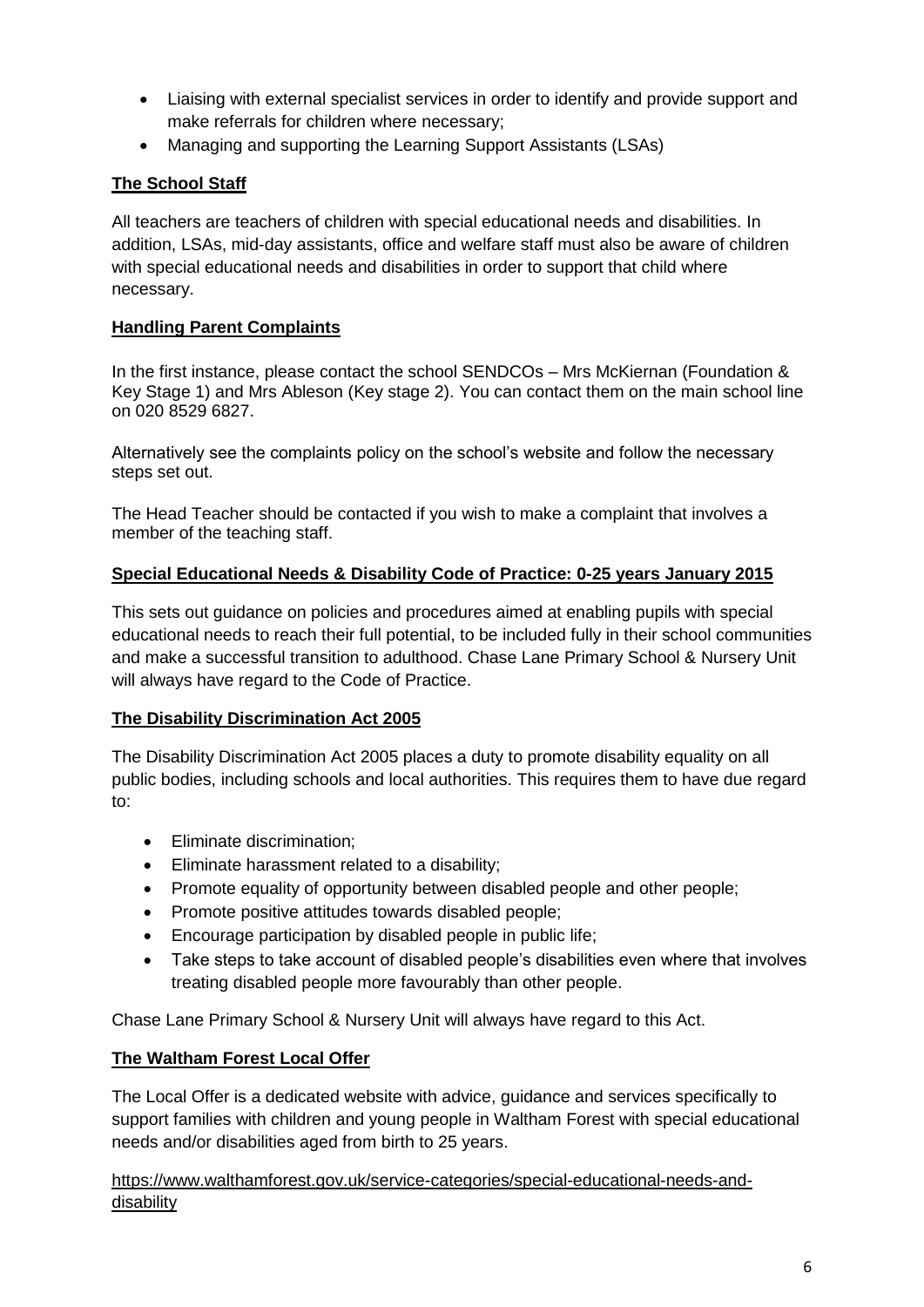- Liaising with external specialist services in order to identify and provide support and make referrals for children where necessary;
- Managing and supporting the Learning Support Assistants (LSAs)

## The School Staff

All teachers are teachers of children with special educational needs and disabilities. In addition, LSAs, mid-day assistants, office and welfare staff must also be aware of children with special educational needs and disabilities in order to support that child where necessary.

## Handling Parent Complaints

In the first instance, please contact the school SENDCOs – Mrs McKiernan (Foundation & Key Stage 1) and Mrs Ableson (Key stage 2). You can contact them on the main school line on 020 8529 6827.

Alternatively see the complaints policy on the school's website and follow the necessary steps set out.

The Head Teacher should be contacted if you wish to make a complaint that involves a member of the teaching staff.

## Special Educational Needs & Disability Code of Practice: 0-25 years January 2015

This sets out guidance on policies and procedures aimed at enabling pupils with special educational needs to reach their full potential, to be included fully in their school communities and make a successful transition to adulthood. Chase Lane Primary School & Nursery Unit will always have regard to the Code of Practice.

## The Disability Discrimination Act 2005

The Disability Discrimination Act 2005 places a duty to promote disability equality on all public bodies, including schools and local authorities. This requires them to have due regard to:

- Eliminate discrimination;
- Eliminate harassment related to a disability;
- Promote equality of opportunity between disabled people and other people;
- Promote positive attitudes towards disabled people;
- Encourage participation by disabled people in public life;
- Take steps to take account of disabled people's disabilities even where that involves treating disabled people more favourably than other people.

Chase Lane Primary School & Nursery Unit will always have regard to this Act.

## The Waltham Forest Local Offer

The Local Offer is a dedicated website with advice, guidance and services specifically to support families with children and young people in Waltham Forest with special educational needs and/or disabilities aged from birth to 25 years.

https://www.walthamforest.gov.uk/service-categories/special-educational-needs-and-disability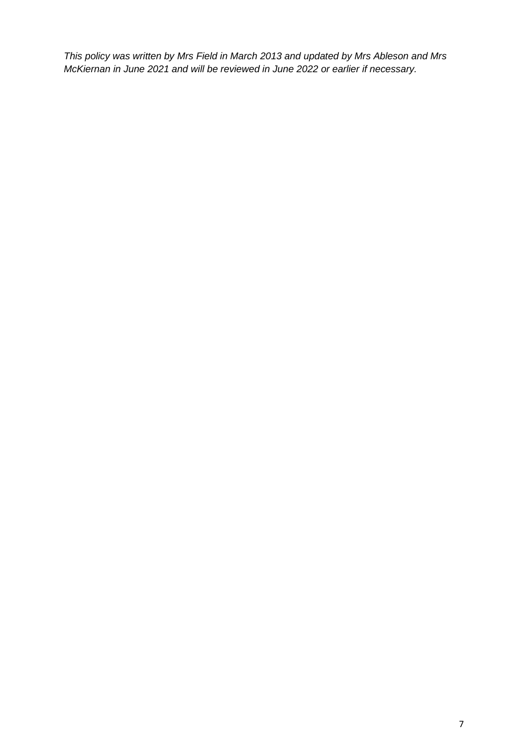*This policy was written by Mrs Field in March 2013 and updated by Mrs Ableson and Mrs McKiernan in June 2021 and will be reviewed in June 2022 or earlier if necessary.*